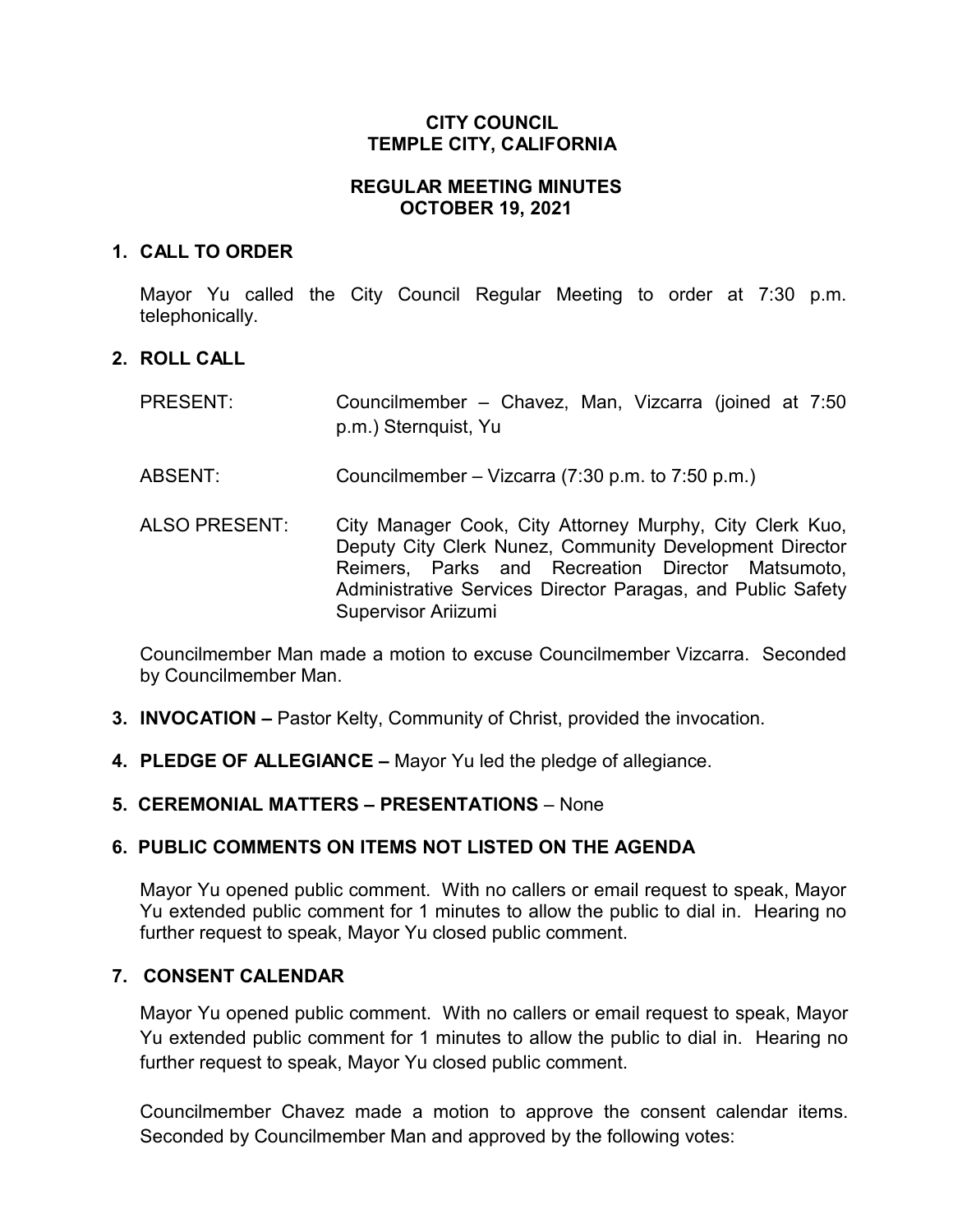# CITY COUNCIL
# TEMPLE CITY, CALIFORNIA

## REGULAR MEETING MINUTES
## OCTOBER 19, 2021

**1. CALL TO ORDER**

Mayor Yu called the City Council Regular Meeting to order at 7:30 p.m. telephonically.

**2. ROLL CALL**

PRESENT: Councilmember – Chavez, Man, Vizcarra (joined at 7:50 p.m.) Sternquist, Yu

ABSENT: Councilmember – Vizcarra (7:30 p.m. to 7:50 p.m.)

ALSO PRESENT: City Manager Cook, City Attorney Murphy, City Clerk Kuo, Deputy City Clerk Nunez, Community Development Director Reimers, Parks and Recreation Director Matsumoto, Administrative Services Director Paragas, and Public Safety Supervisor Ariizumi

Councilmember Man made a motion to excuse Councilmember Vizcarra. Seconded by Councilmember Man.

**3. INVOCATION –** Pastor Kelty, Community of Christ, provided the invocation.

**4. PLEDGE OF ALLEGIANCE –** Mayor Yu led the pledge of allegiance.

**5. CEREMONIAL MATTERS – PRESENTATIONS** – None

**6. PUBLIC COMMENTS ON ITEMS NOT LISTED ON THE AGENDA**

Mayor Yu opened public comment. With no callers or email request to speak, Mayor Yu extended public comment for 1 minutes to allow the public to dial in. Hearing no further request to speak, Mayor Yu closed public comment.

**7. CONSENT CALENDAR**

Mayor Yu opened public comment. With no callers or email request to speak, Mayor Yu extended public comment for 1 minutes to allow the public to dial in. Hearing no further request to speak, Mayor Yu closed public comment.

Councilmember Chavez made a motion to approve the consent calendar items. Seconded by Councilmember Man and approved by the following votes: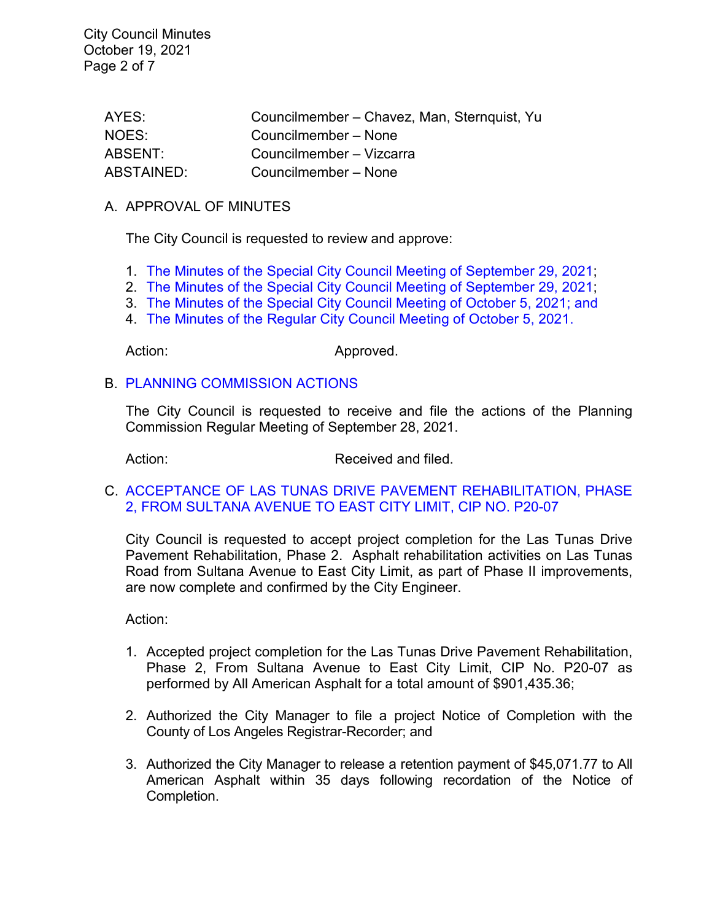| | |
|---|---|
| AYES: | Councilmember – Chavez, Man, Sternquist, Yu |
| NOES: | Councilmember – None |
| ABSENT: | Councilmember – Vizcarra |
| ABSTAINED: | Councilmember – None |

A. APPROVAL OF MINUTES

The City Council is requested to review and approve:

1. The Minutes of the Special City Council Meeting of September 29, 2021;
2. The Minutes of the Special City Council Meeting of September 29, 2021;
3. The Minutes of the Special City Council Meeting of October 5, 2021; and
4. The Minutes of the Regular City Council Meeting of October 5, 2021.

Action: Approved.

B. PLANNING COMMISSION ACTIONS

The City Council is requested to receive and file the actions of the Planning Commission Regular Meeting of September 28, 2021.

Action: Received and filed.

C. ACCEPTANCE OF LAS TUNAS DRIVE PAVEMENT REHABILITATION, PHASE 2, FROM SULTANA AVENUE TO EAST CITY LIMIT, CIP NO. P20-07

City Council is requested to accept project completion for the Las Tunas Drive Pavement Rehabilitation, Phase 2. Asphalt rehabilitation activities on Las Tunas Road from Sultana Avenue to East City Limit, as part of Phase II improvements, are now complete and confirmed by the City Engineer.

Action:

1. Accepted project completion for the Las Tunas Drive Pavement Rehabilitation, Phase 2, From Sultana Avenue to East City Limit, CIP No. P20-07 as performed by All American Asphalt for a total amount of $901,435.36;

2. Authorized the City Manager to file a project Notice of Completion with the County of Los Angeles Registrar-Recorder; and

3. Authorized the City Manager to release a retention payment of $45,071.77 to All American Asphalt within 35 days following recordation of the Notice of Completion.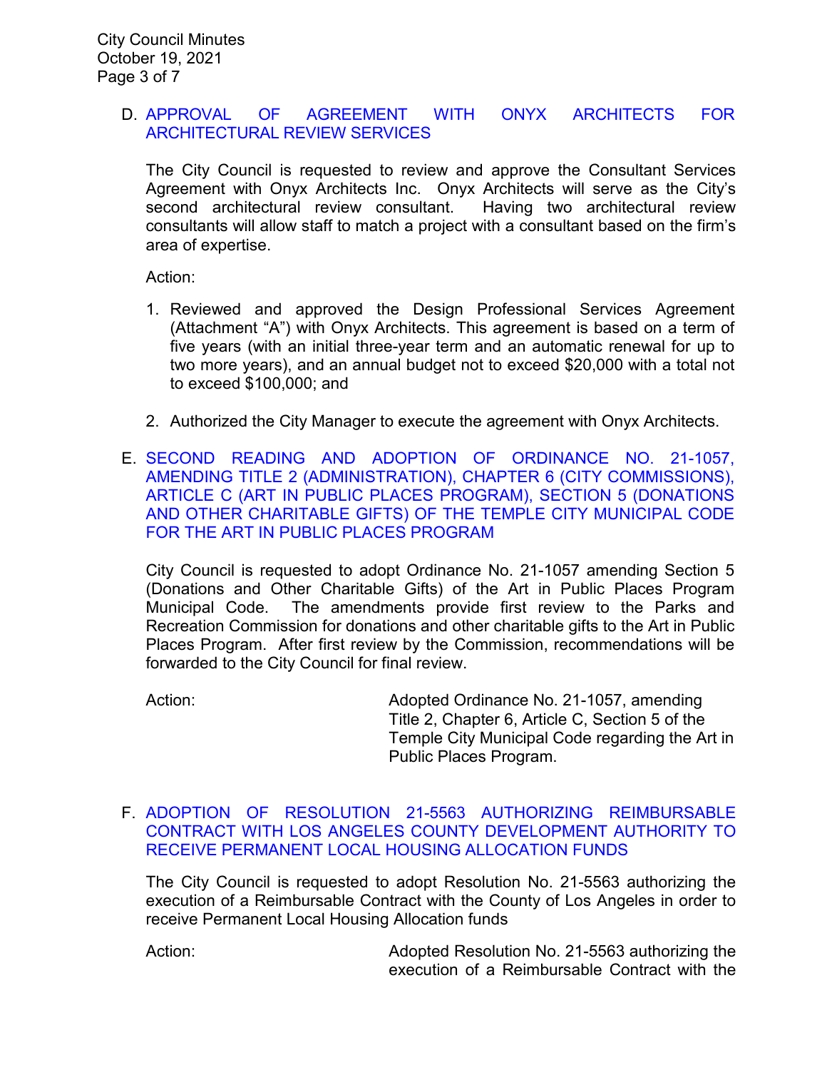D. APPROVAL OF AGREEMENT WITH ONYX ARCHITECTS FOR ARCHITECTURAL REVIEW SERVICES

The City Council is requested to review and approve the Consultant Services Agreement with Onyx Architects Inc. Onyx Architects will serve as the City's second architectural review consultant. Having two architectural review consultants will allow staff to match a project with a consultant based on the firm's area of expertise.

Action:

1. Reviewed and approved the Design Professional Services Agreement (Attachment "A") with Onyx Architects. This agreement is based on a term of five years (with an initial three-year term and an automatic renewal for up to two more years), and an annual budget not to exceed $20,000 with a total not to exceed $100,000; and

2. Authorized the City Manager to execute the agreement with Onyx Architects.

E. SECOND READING AND ADOPTION OF ORDINANCE NO. 21-1057, AMENDING TITLE 2 (ADMINISTRATION), CHAPTER 6 (CITY COMMISSIONS), ARTICLE C (ART IN PUBLIC PLACES PROGRAM), SECTION 5 (DONATIONS AND OTHER CHARITABLE GIFTS) OF THE TEMPLE CITY MUNICIPAL CODE FOR THE ART IN PUBLIC PLACES PROGRAM

City Council is requested to adopt Ordinance No. 21-1057 amending Section 5 (Donations and Other Charitable Gifts) of the Art in Public Places Program Municipal Code. The amendments provide first review to the Parks and Recreation Commission for donations and other charitable gifts to the Art in Public Places Program. After first review by the Commission, recommendations will be forwarded to the City Council for final review.

Action: Adopted Ordinance No. 21-1057, amending Title 2, Chapter 6, Article C, Section 5 of the Temple City Municipal Code regarding the Art in Public Places Program.

F. ADOPTION OF RESOLUTION 21-5563 AUTHORIZING REIMBURSABLE CONTRACT WITH LOS ANGELES COUNTY DEVELOPMENT AUTHORITY TO RECEIVE PERMANENT LOCAL HOUSING ALLOCATION FUNDS

The City Council is requested to adopt Resolution No. 21-5563 authorizing the execution of a Reimbursable Contract with the County of Los Angeles in order to receive Permanent Local Housing Allocation funds

Action: Adopted Resolution No. 21-5563 authorizing the execution of a Reimbursable Contract with the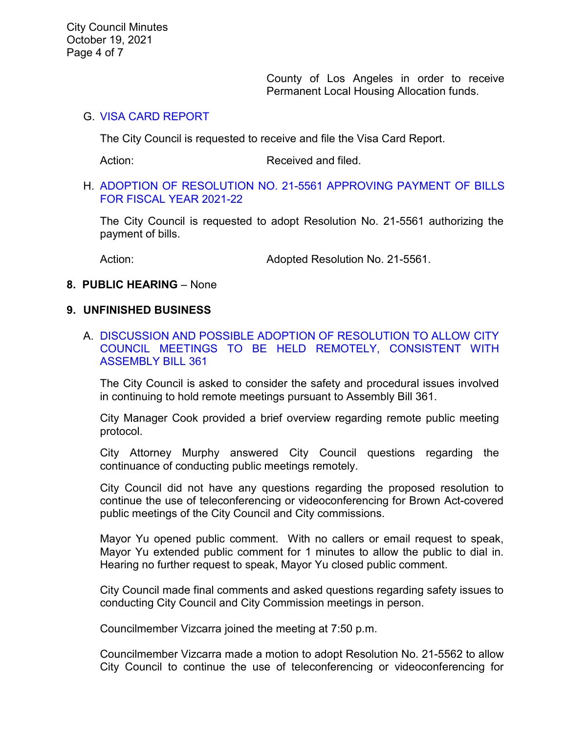County of Los Angeles in order to receive Permanent Local Housing Allocation funds.

G. VISA CARD REPORT

The City Council is requested to receive and file the Visa Card Report.

Action: Received and filed.

H. ADOPTION OF RESOLUTION NO. 21-5561 APPROVING PAYMENT OF BILLS FOR FISCAL YEAR 2021-22

The City Council is requested to adopt Resolution No. 21-5561 authorizing the payment of bills.

Action: Adopted Resolution No. 21-5561.

**8. PUBLIC HEARING** – None

**9. UNFINISHED BUSINESS**

A. DISCUSSION AND POSSIBLE ADOPTION OF RESOLUTION TO ALLOW CITY COUNCIL MEETINGS TO BE HELD REMOTELY, CONSISTENT WITH ASSEMBLY BILL 361

The City Council is asked to consider the safety and procedural issues involved in continuing to hold remote meetings pursuant to Assembly Bill 361.

City Manager Cook provided a brief overview regarding remote public meeting protocol.

City Attorney Murphy answered City Council questions regarding the continuance of conducting public meetings remotely.

City Council did not have any questions regarding the proposed resolution to continue the use of teleconferencing or videoconferencing for Brown Act-covered public meetings of the City Council and City commissions.

Mayor Yu opened public comment. With no callers or email request to speak, Mayor Yu extended public comment for 1 minutes to allow the public to dial in. Hearing no further request to speak, Mayor Yu closed public comment.

City Council made final comments and asked questions regarding safety issues to conducting City Council and City Commission meetings in person.

Councilmember Vizcarra joined the meeting at 7:50 p.m.

Councilmember Vizcarra made a motion to adopt Resolution No. 21-5562 to allow City Council to continue the use of teleconferencing or videoconferencing for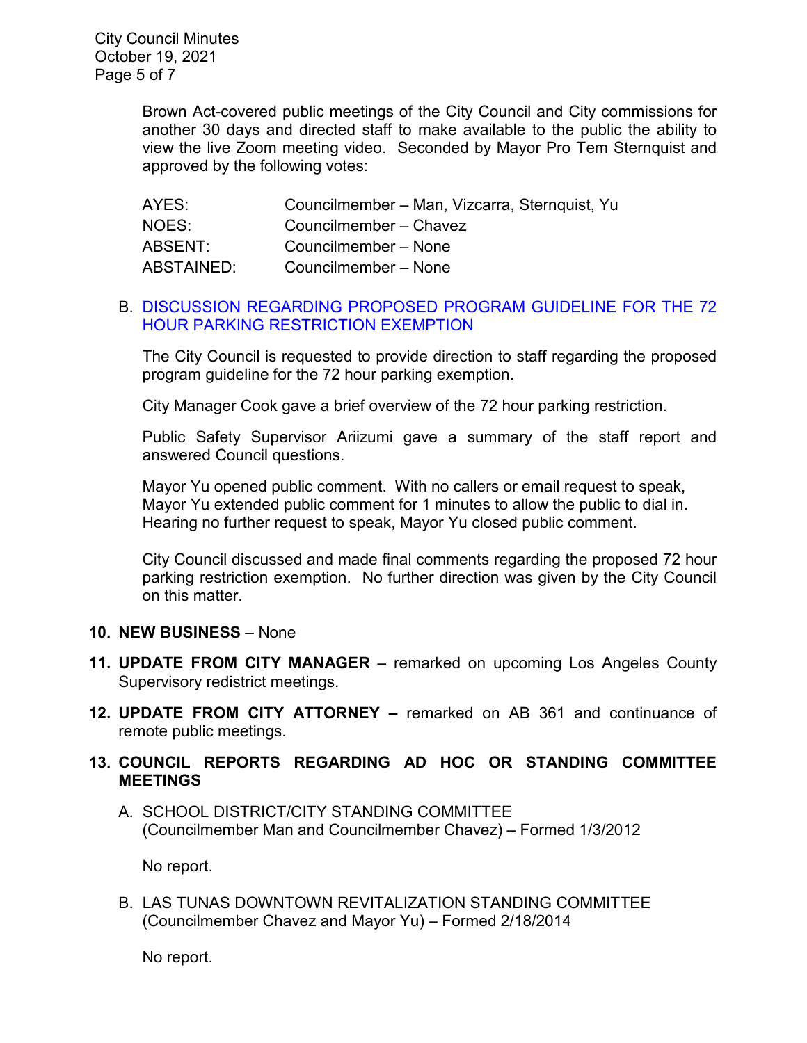Brown Act-covered public meetings of the City Council and City commissions for another 30 days and directed staff to make available to the public the ability to view the live Zoom meeting video. Seconded by Mayor Pro Tem Sternquist and approved by the following votes:

| | |
|---|---|
| AYES: | Councilmember – Man, Vizcarra, Sternquist, Yu |
| NOES: | Councilmember – Chavez |
| ABSENT: | Councilmember – None |
| ABSTAINED: | Councilmember – None |

B. DISCUSSION REGARDING PROPOSED PROGRAM GUIDELINE FOR THE 72 HOUR PARKING RESTRICTION EXEMPTION

The City Council is requested to provide direction to staff regarding the proposed program guideline for the 72 hour parking exemption.

City Manager Cook gave a brief overview of the 72 hour parking restriction.

Public Safety Supervisor Ariizumi gave a summary of the staff report and answered Council questions.

Mayor Yu opened public comment. With no callers or email request to speak, Mayor Yu extended public comment for 1 minutes to allow the public to dial in. Hearing no further request to speak, Mayor Yu closed public comment.

City Council discussed and made final comments regarding the proposed 72 hour parking restriction exemption. No further direction was given by the City Council on this matter.

**10. NEW BUSINESS** – None

**11. UPDATE FROM CITY MANAGER** – remarked on upcoming Los Angeles County Supervisory redistrict meetings.

**12. UPDATE FROM CITY ATTORNEY –** remarked on AB 361 and continuance of remote public meetings.

**13. COUNCIL REPORTS REGARDING AD HOC OR STANDING COMMITTEE MEETINGS**

A. SCHOOL DISTRICT/CITY STANDING COMMITTEE (Councilmember Man and Councilmember Chavez) – Formed 1/3/2012

No report.

B. LAS TUNAS DOWNTOWN REVITALIZATION STANDING COMMITTEE (Councilmember Chavez and Mayor Yu) – Formed 2/18/2014

No report.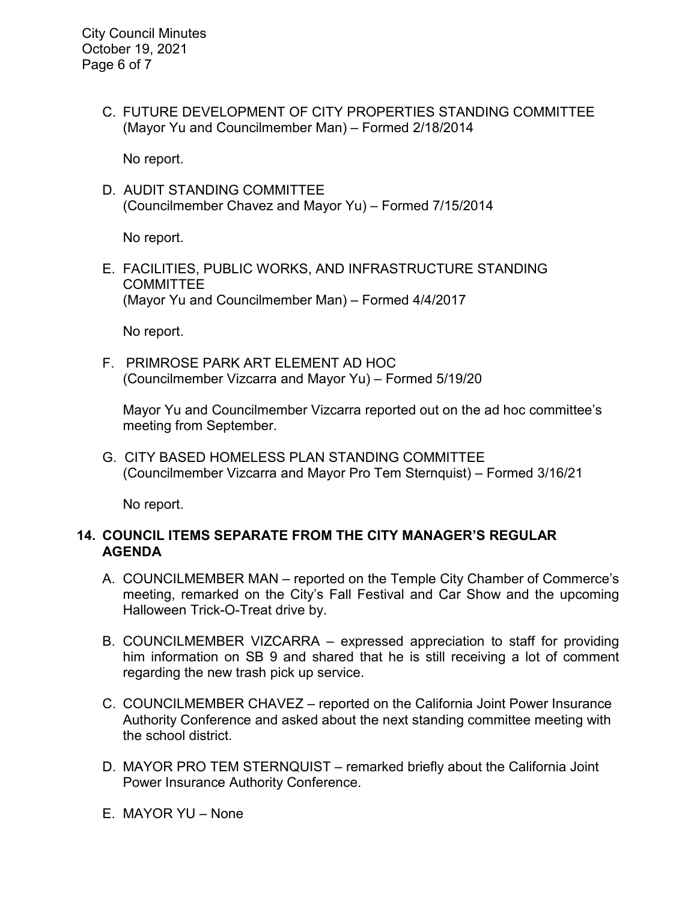C. FUTURE DEVELOPMENT OF CITY PROPERTIES STANDING COMMITTEE (Mayor Yu and Councilmember Man) – Formed 2/18/2014

No report.

D. AUDIT STANDING COMMITTEE (Councilmember Chavez and Mayor Yu) – Formed 7/15/2014

No report.

E. FACILITIES, PUBLIC WORKS, AND INFRASTRUCTURE STANDING COMMITTEE (Mayor Yu and Councilmember Man) – Formed 4/4/2017

No report.

F. PRIMROSE PARK ART ELEMENT AD HOC (Councilmember Vizcarra and Mayor Yu) – Formed 5/19/20

Mayor Yu and Councilmember Vizcarra reported out on the ad hoc committee's meeting from September.

G. CITY BASED HOMELESS PLAN STANDING COMMITTEE (Councilmember Vizcarra and Mayor Pro Tem Sternquist) – Formed 3/16/21

No report.

## 14. COUNCIL ITEMS SEPARATE FROM THE CITY MANAGER'S REGULAR AGENDA

A. COUNCILMEMBER MAN – reported on the Temple City Chamber of Commerce's meeting, remarked on the City's Fall Festival and Car Show and the upcoming Halloween Trick-O-Treat drive by.

B. COUNCILMEMBER VIZCARRA – expressed appreciation to staff for providing him information on SB 9 and shared that he is still receiving a lot of comment regarding the new trash pick up service.

C. COUNCILMEMBER CHAVEZ – reported on the California Joint Power Insurance Authority Conference and asked about the next standing committee meeting with the school district.

D. MAYOR PRO TEM STERNQUIST – remarked briefly about the California Joint Power Insurance Authority Conference.

E. MAYOR YU – None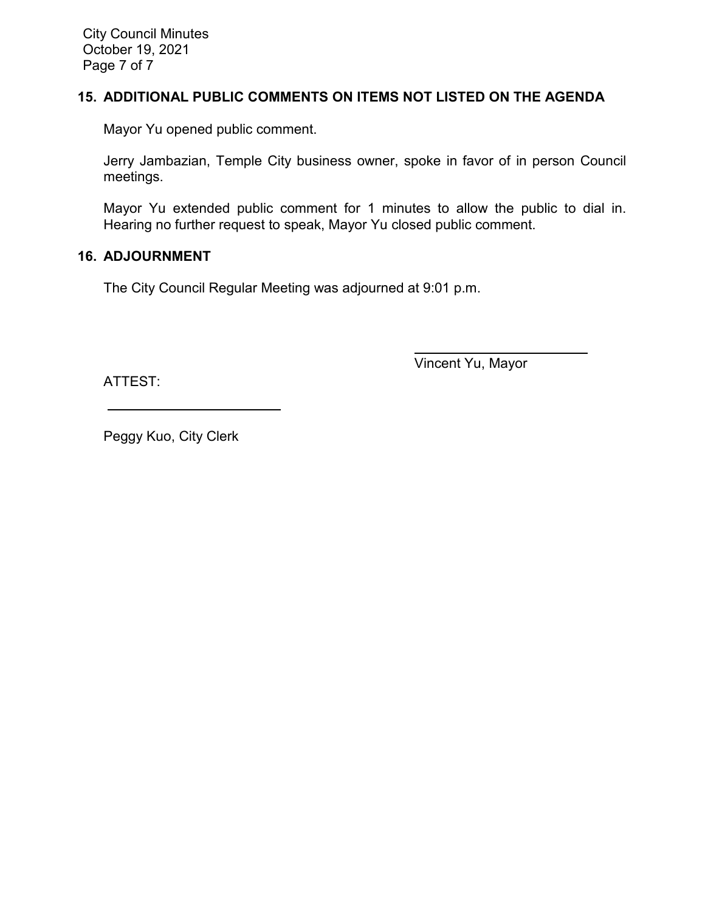## 15. ADDITIONAL PUBLIC COMMENTS ON ITEMS NOT LISTED ON THE AGENDA

Mayor Yu opened public comment.

Jerry Jambazian, Temple City business owner, spoke in favor of in person Council meetings.

Mayor Yu extended public comment for 1 minutes to allow the public to dial in. Hearing no further request to speak, Mayor Yu closed public comment.

## 16. ADJOURNMENT

The City Council Regular Meeting was adjourned at 9:01 p.m.

\_\_\_\_\_\_\_\_\_\_\_\_\_\_\_\_\_\_\_\_\_\_\_\_

Vincent Yu, Mayor

ATTEST:

\_\_\_\_\_\_\_\_\_\_\_\_\_\_\_\_\_\_\_\_\_\_\_\_

Peggy Kuo, City Clerk